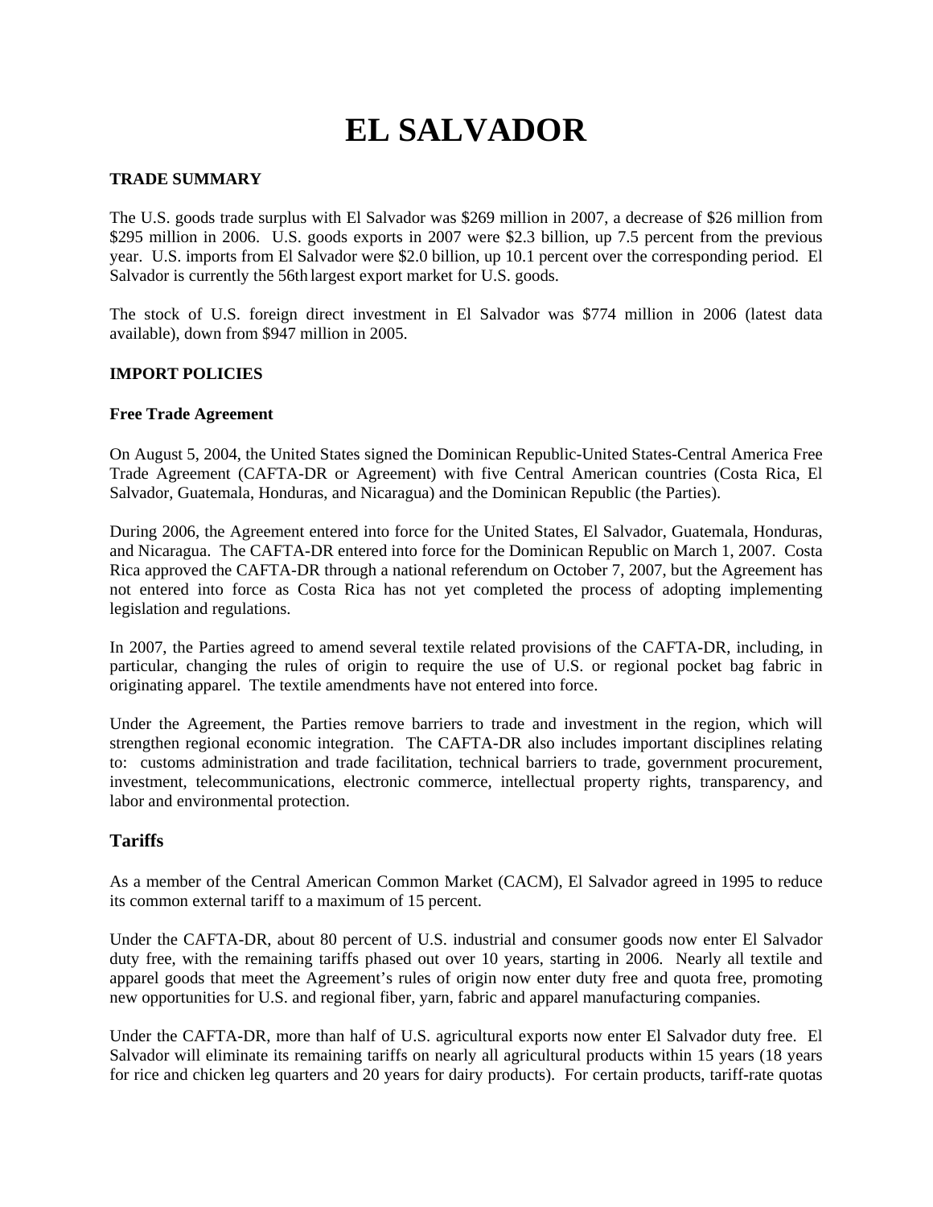# EL SALVADOR

**TRADE SUMMARY**

The U.S. goods trade surplus with El Salvador was $269 million in 2007, a decrease of $26 million from $295 million in 2006. U.S. goods exports in 2007 were $2.3 billion, up 7.5 percent from the previous year. U.S. imports from El Salvador were $2.0 billion, up 10.1 percent over the corresponding period. El Salvador is currently the 56th largest export market for U.S. goods.

The stock of U.S. foreign direct investment in El Salvador was $774 million in 2006 (latest data available), down from $947 million in 2005.

**IMPORT POLICIES**

**Free Trade Agreement**

On August 5, 2004, the United States signed the Dominican Republic-United States-Central America Free Trade Agreement (CAFTA-DR or Agreement) with five Central American countries (Costa Rica, El Salvador, Guatemala, Honduras, and Nicaragua) and the Dominican Republic (the Parties).

During 2006, the Agreement entered into force for the United States, El Salvador, Guatemala, Honduras, and Nicaragua. The CAFTA-DR entered into force for the Dominican Republic on March 1, 2007. Costa Rica approved the CAFTA-DR through a national referendum on October 7, 2007, but the Agreement has not entered into force as Costa Rica has not yet completed the process of adopting implementing legislation and regulations.

In 2007, the Parties agreed to amend several textile related provisions of the CAFTA-DR, including, in particular, changing the rules of origin to require the use of U.S. or regional pocket bag fabric in originating apparel. The textile amendments have not entered into force.

Under the Agreement, the Parties remove barriers to trade and investment in the region, which will strengthen regional economic integration. The CAFTA-DR also includes important disciplines relating to: customs administration and trade facilitation, technical barriers to trade, government procurement, investment, telecommunications, electronic commerce, intellectual property rights, transparency, and labor and environmental protection.

## Tariffs

As a member of the Central American Common Market (CACM), El Salvador agreed in 1995 to reduce its common external tariff to a maximum of 15 percent.

Under the CAFTA-DR, about 80 percent of U.S. industrial and consumer goods now enter El Salvador duty free, with the remaining tariffs phased out over 10 years, starting in 2006. Nearly all textile and apparel goods that meet the Agreement's rules of origin now enter duty free and quota free, promoting new opportunities for U.S. and regional fiber, yarn, fabric and apparel manufacturing companies.

Under the CAFTA-DR, more than half of U.S. agricultural exports now enter El Salvador duty free. El Salvador will eliminate its remaining tariffs on nearly all agricultural products within 15 years (18 years for rice and chicken leg quarters and 20 years for dairy products). For certain products, tariff-rate quotas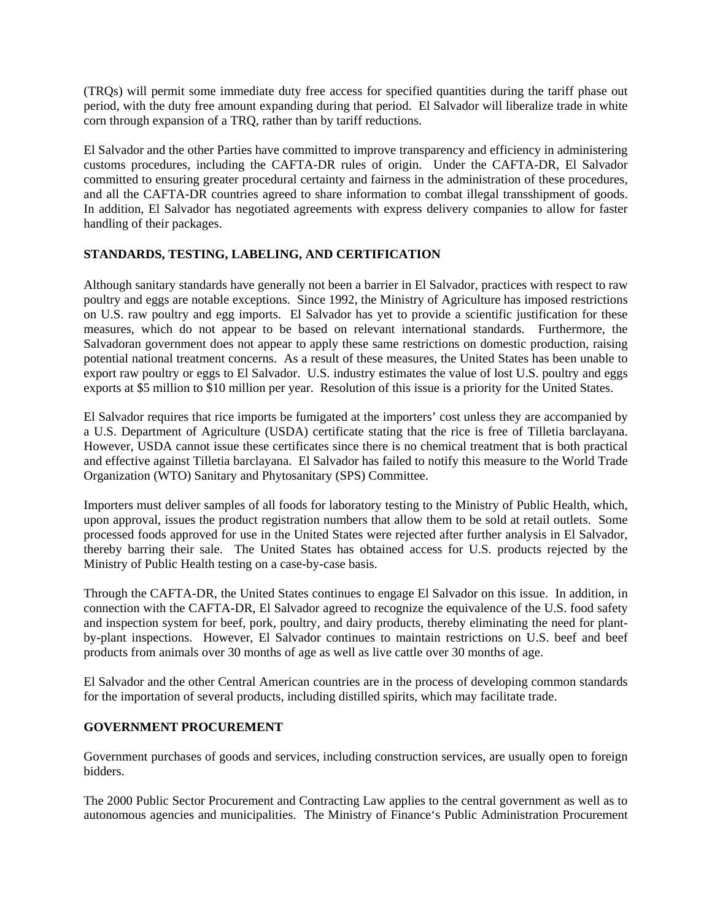(TRQs) will permit some immediate duty free access for specified quantities during the tariff phase out period, with the duty free amount expanding during that period. El Salvador will liberalize trade in white corn through expansion of a TRQ, rather than by tariff reductions.

El Salvador and the other Parties have committed to improve transparency and efficiency in administering customs procedures, including the CAFTA-DR rules of origin. Under the CAFTA-DR, El Salvador committed to ensuring greater procedural certainty and fairness in the administration of these procedures, and all the CAFTA-DR countries agreed to share information to combat illegal transshipment of goods. In addition, El Salvador has negotiated agreements with express delivery companies to allow for faster handling of their packages.

**STANDARDS, TESTING, LABELING, AND CERTIFICATION**

Although sanitary standards have generally not been a barrier in El Salvador, practices with respect to raw poultry and eggs are notable exceptions. Since 1992, the Ministry of Agriculture has imposed restrictions on U.S. raw poultry and egg imports. El Salvador has yet to provide a scientific justification for these measures, which do not appear to be based on relevant international standards. Furthermore, the Salvadoran government does not appear to apply these same restrictions on domestic production, raising potential national treatment concerns. As a result of these measures, the United States has been unable to export raw poultry or eggs to El Salvador. U.S. industry estimates the value of lost U.S. poultry and eggs exports at $5 million to $10 million per year. Resolution of this issue is a priority for the United States.

El Salvador requires that rice imports be fumigated at the importers' cost unless they are accompanied by a U.S. Department of Agriculture (USDA) certificate stating that the rice is free of Tilletia barclayana. However, USDA cannot issue these certificates since there is no chemical treatment that is both practical and effective against Tilletia barclayana. El Salvador has failed to notify this measure to the World Trade Organization (WTO) Sanitary and Phytosanitary (SPS) Committee.

Importers must deliver samples of all foods for laboratory testing to the Ministry of Public Health, which, upon approval, issues the product registration numbers that allow them to be sold at retail outlets. Some processed foods approved for use in the United States were rejected after further analysis in El Salvador, thereby barring their sale. The United States has obtained access for U.S. products rejected by the Ministry of Public Health testing on a case-by-case basis.

Through the CAFTA-DR, the United States continues to engage El Salvador on this issue. In addition, in connection with the CAFTA-DR, El Salvador agreed to recognize the equivalence of the U.S. food safety and inspection system for beef, pork, poultry, and dairy products, thereby eliminating the need for plant-by-plant inspections. However, El Salvador continues to maintain restrictions on U.S. beef and beef products from animals over 30 months of age as well as live cattle over 30 months of age.

El Salvador and the other Central American countries are in the process of developing common standards for the importation of several products, including distilled spirits, which may facilitate trade.

**GOVERNMENT PROCUREMENT**

Government purchases of goods and services, including construction services, are usually open to foreign bidders.

The 2000 Public Sector Procurement and Contracting Law applies to the central government as well as to autonomous agencies and municipalities. The Ministry of Finance's Public Administration Procurement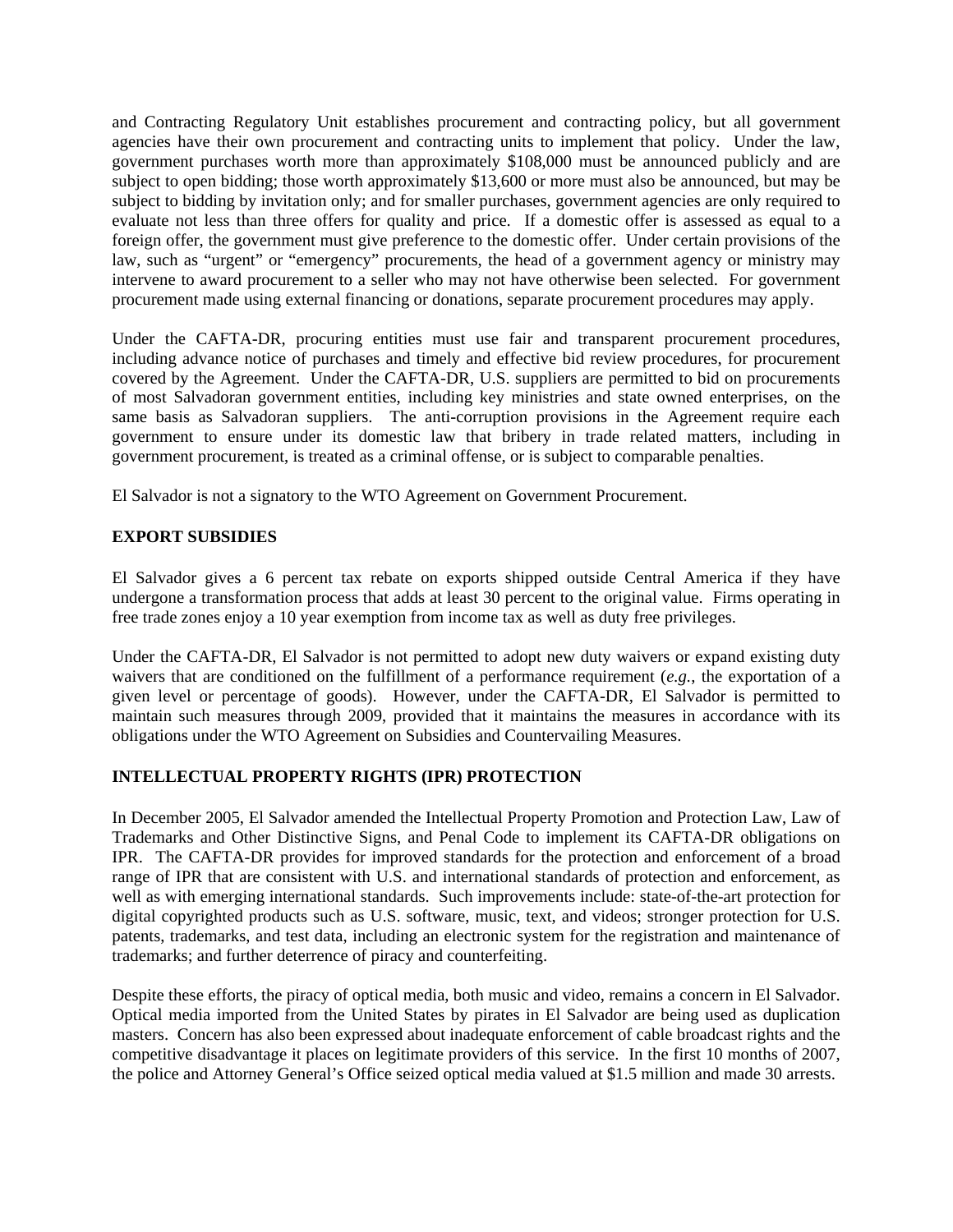and Contracting Regulatory Unit establishes procurement and contracting policy, but all government agencies have their own procurement and contracting units to implement that policy. Under the law, government purchases worth more than approximately $108,000 must be announced publicly and are subject to open bidding; those worth approximately $13,600 or more must also be announced, but may be subject to bidding by invitation only; and for smaller purchases, government agencies are only required to evaluate not less than three offers for quality and price. If a domestic offer is assessed as equal to a foreign offer, the government must give preference to the domestic offer. Under certain provisions of the law, such as "urgent" or "emergency" procurements, the head of a government agency or ministry may intervene to award procurement to a seller who may not have otherwise been selected. For government procurement made using external financing or donations, separate procurement procedures may apply.

Under the CAFTA-DR, procuring entities must use fair and transparent procurement procedures, including advance notice of purchases and timely and effective bid review procedures, for procurement covered by the Agreement. Under the CAFTA-DR, U.S. suppliers are permitted to bid on procurements of most Salvadoran government entities, including key ministries and state owned enterprises, on the same basis as Salvadoran suppliers. The anti-corruption provisions in the Agreement require each government to ensure under its domestic law that bribery in trade related matters, including in government procurement, is treated as a criminal offense, or is subject to comparable penalties.

El Salvador is not a signatory to the WTO Agreement on Government Procurement.

## EXPORT SUBSIDIES

El Salvador gives a 6 percent tax rebate on exports shipped outside Central America if they have undergone a transformation process that adds at least 30 percent to the original value. Firms operating in free trade zones enjoy a 10 year exemption from income tax as well as duty free privileges.

Under the CAFTA-DR, El Salvador is not permitted to adopt new duty waivers or expand existing duty waivers that are conditioned on the fulfillment of a performance requirement (*e.g.*, the exportation of a given level or percentage of goods). However, under the CAFTA-DR, El Salvador is permitted to maintain such measures through 2009, provided that it maintains the measures in accordance with its obligations under the WTO Agreement on Subsidies and Countervailing Measures.

## INTELLECTUAL PROPERTY RIGHTS (IPR) PROTECTION

In December 2005, El Salvador amended the Intellectual Property Promotion and Protection Law, Law of Trademarks and Other Distinctive Signs, and Penal Code to implement its CAFTA-DR obligations on IPR. The CAFTA-DR provides for improved standards for the protection and enforcement of a broad range of IPR that are consistent with U.S. and international standards of protection and enforcement, as well as with emerging international standards. Such improvements include: state-of-the-art protection for digital copyrighted products such as U.S. software, music, text, and videos; stronger protection for U.S. patents, trademarks, and test data, including an electronic system for the registration and maintenance of trademarks; and further deterrence of piracy and counterfeiting.

Despite these efforts, the piracy of optical media, both music and video, remains a concern in El Salvador. Optical media imported from the United States by pirates in El Salvador are being used as duplication masters. Concern has also been expressed about inadequate enforcement of cable broadcast rights and the competitive disadvantage it places on legitimate providers of this service. In the first 10 months of 2007, the police and Attorney General's Office seized optical media valued at $1.5 million and made 30 arrests.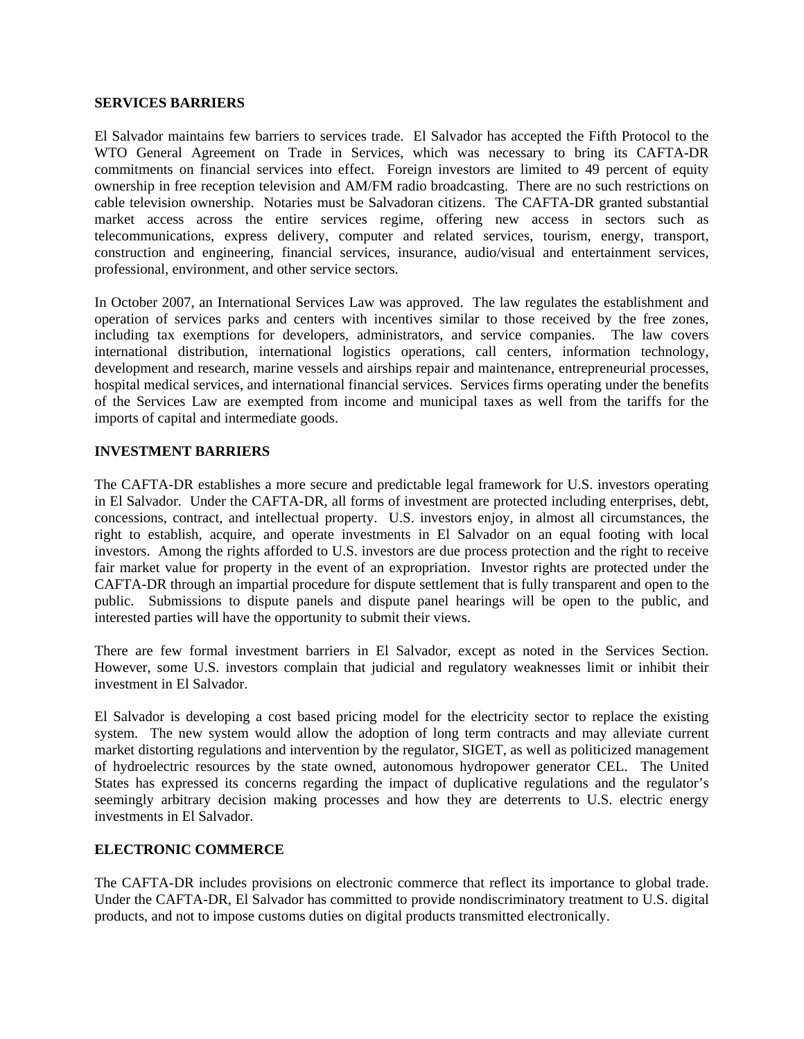**SERVICES BARRIERS**

El Salvador maintains few barriers to services trade. El Salvador has accepted the Fifth Protocol to the WTO General Agreement on Trade in Services, which was necessary to bring its CAFTA-DR commitments on financial services into effect. Foreign investors are limited to 49 percent of equity ownership in free reception television and AM/FM radio broadcasting. There are no such restrictions on cable television ownership. Notaries must be Salvadoran citizens. The CAFTA-DR granted substantial market access across the entire services regime, offering new access in sectors such as telecommunications, express delivery, computer and related services, tourism, energy, transport, construction and engineering, financial services, insurance, audio/visual and entertainment services, professional, environment, and other service sectors.

In October 2007, an International Services Law was approved. The law regulates the establishment and operation of services parks and centers with incentives similar to those received by the free zones, including tax exemptions for developers, administrators, and service companies. The law covers international distribution, international logistics operations, call centers, information technology, development and research, marine vessels and airships repair and maintenance, entrepreneurial processes, hospital medical services, and international financial services. Services firms operating under the benefits of the Services Law are exempted from income and municipal taxes as well from the tariffs for the imports of capital and intermediate goods.

**INVESTMENT BARRIERS**

The CAFTA-DR establishes a more secure and predictable legal framework for U.S. investors operating in El Salvador. Under the CAFTA-DR, all forms of investment are protected including enterprises, debt, concessions, contract, and intellectual property. U.S. investors enjoy, in almost all circumstances, the right to establish, acquire, and operate investments in El Salvador on an equal footing with local investors. Among the rights afforded to U.S. investors are due process protection and the right to receive fair market value for property in the event of an expropriation. Investor rights are protected under the CAFTA-DR through an impartial procedure for dispute settlement that is fully transparent and open to the public. Submissions to dispute panels and dispute panel hearings will be open to the public, and interested parties will have the opportunity to submit their views.

There are few formal investment barriers in El Salvador, except as noted in the Services Section. However, some U.S. investors complain that judicial and regulatory weaknesses limit or inhibit their investment in El Salvador.

El Salvador is developing a cost based pricing model for the electricity sector to replace the existing system. The new system would allow the adoption of long term contracts and may alleviate current market distorting regulations and intervention by the regulator, SIGET, as well as politicized management of hydroelectric resources by the state owned, autonomous hydropower generator CEL. The United States has expressed its concerns regarding the impact of duplicative regulations and the regulator's seemingly arbitrary decision making processes and how they are deterrents to U.S. electric energy investments in El Salvador.

**ELECTRONIC COMMERCE**

The CAFTA-DR includes provisions on electronic commerce that reflect its importance to global trade. Under the CAFTA-DR, El Salvador has committed to provide nondiscriminatory treatment to U.S. digital products, and not to impose customs duties on digital products transmitted electronically.